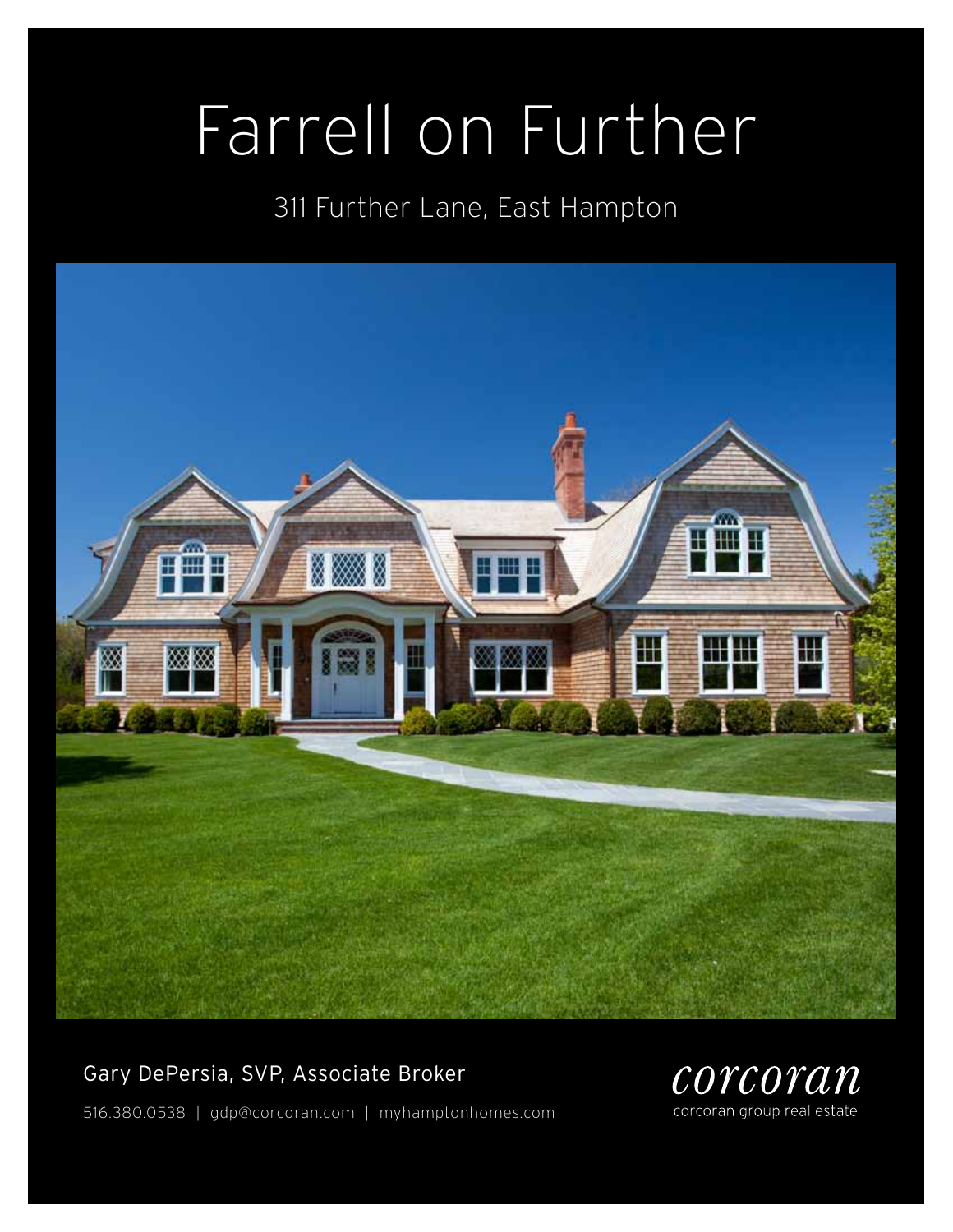# Farrell on Further

311 Further Lane, East Hampton

Gary DePersia, SVP, Associate Broker

516.380.0538 | gdp@corcoran.com | myhamptonhomes.com

corcoran

corcoran group real estate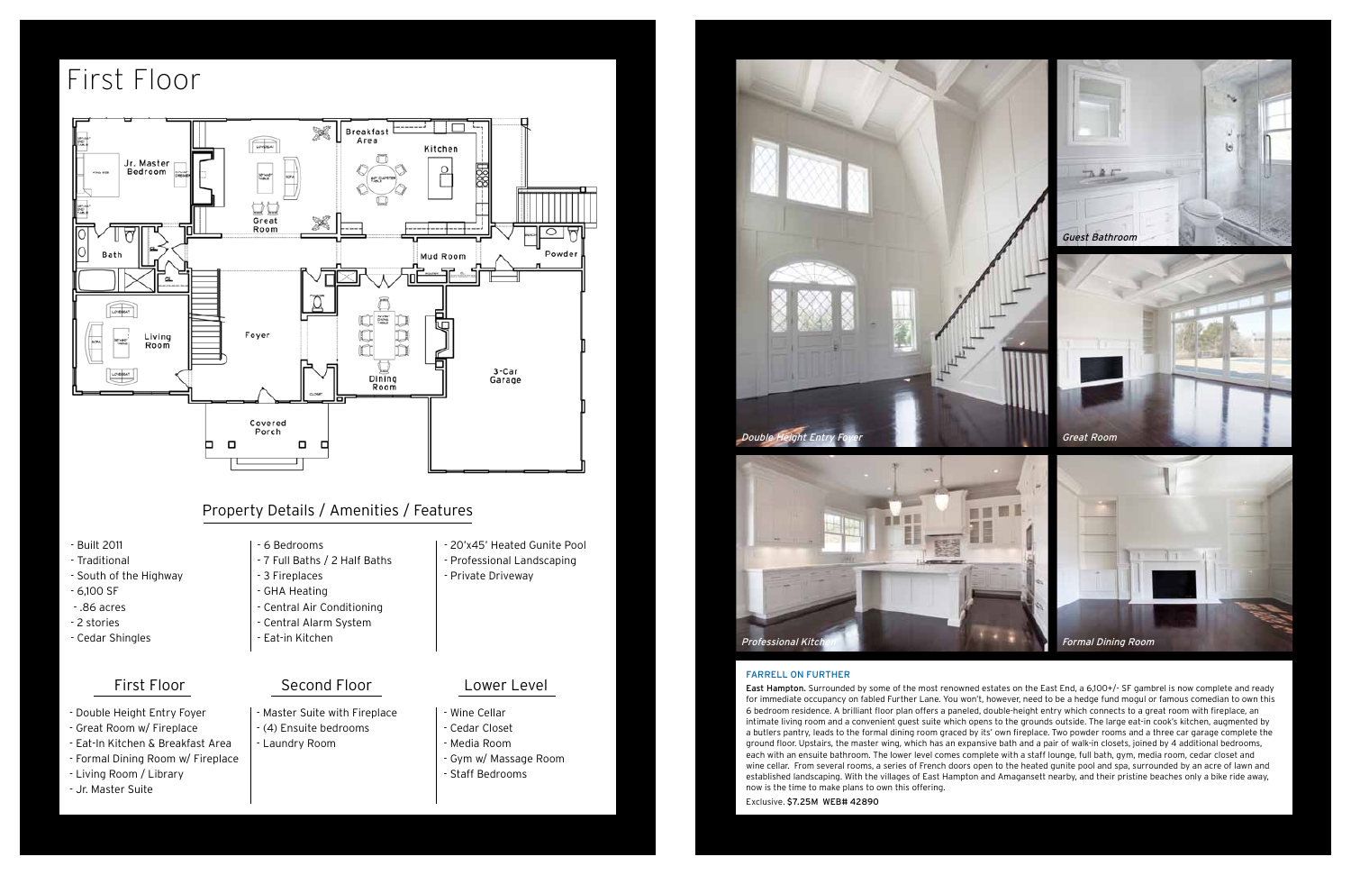# First Floor

## Property Details / Amenities / Features

- Built 2011
- Traditional
- South of the Highway
- 6,100 SF
- .86 acres
- 2 stories
- Cedar Shingles

- 6 Bedrooms
- 7 Full Baths / 2 Half Baths
- 3 Fireplaces
- GHA Heating
- Central Air Conditioning
- Central Alarm System
- Eat-in Kitchen

- 20'x45' Heated Gunite Pool
- Professional Landscaping
- Private Driveway

### First Floor

- Double Height Entry Foyer
- Great Room w/ Fireplace
- Eat-In Kitchen & Breakfast Area
- Formal Dining Room w/ Fireplace
- Living Room / Library
- Jr. Master Suite

### Second Floor

- Master Suite with Fireplace
- (4) Ensuite bedrooms
- Laundry Room

### Lower Level

- Wine Cellar
- Cedar Closet
- Media Room
- Gym w/ Massage Room
- Staff Bedrooms

*Double Height Entry Foyer*

*Guest Bathroom*

*Great Room*

*Professional Kitchen*

*Formal Dining Room*

FARRELL ON FURTHER

**East Hampton.** Surrounded by some of the most renowned estates on the East End, a 6,100+/- SF gambrel is now complete and ready for immediate occupancy on fabled Further Lane. You won't, however, need to be a hedge fund mogul or famous comedian to own this 6 bedroom residence. A brilliant floor plan offers a paneled, double-height entry which connects to a great room with fireplace, an intimate living room and a convenient guest suite which opens to the grounds outside. The large eat-in cook's kitchen, augmented by a butlers pantry, leads to the formal dining room graced by its' own fireplace. Two powder rooms and a three car garage complete the ground floor. Upstairs, the master wing, which has an expansive bath and a pair of walk-in closets, joined by 4 additional bedrooms, each with an ensuite bathroom. The lower level comes complete with a staff lounge, full bath, gym, media room, cedar closet and wine cellar. From several rooms, a series of French doors open to the heated gunite pool and spa, surrounded by an acre of lawn and established landscaping. With the villages of East Hampton and Amagansett nearby, and their pristine beaches only a bike ride away, now is the time to make plans to own this offering.

Exclusive. **$7.25M WEB# 42890**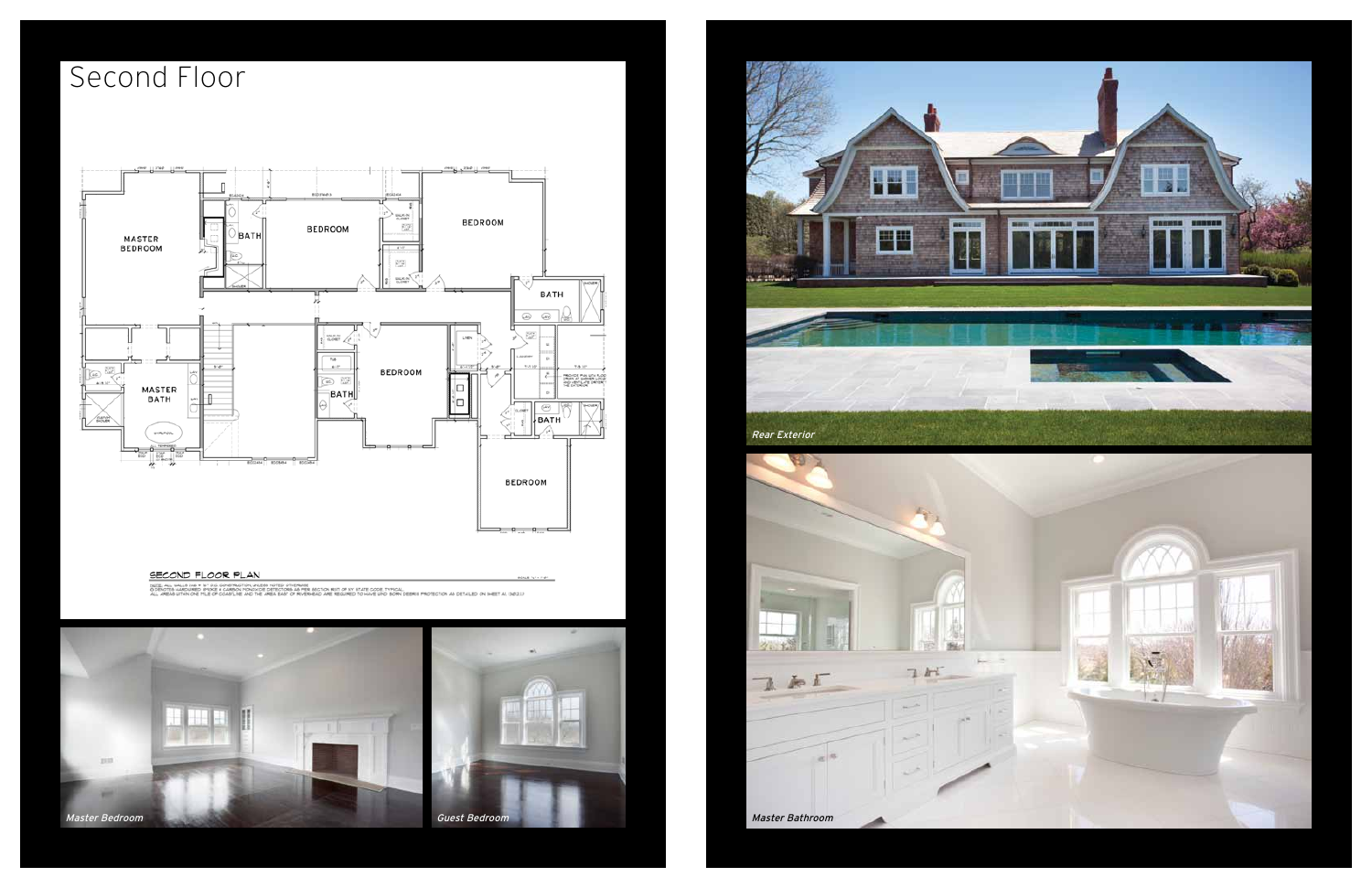# Second Floor

Master Bedroom

Guest Bedroom

Rear Exterior

Master Bathroom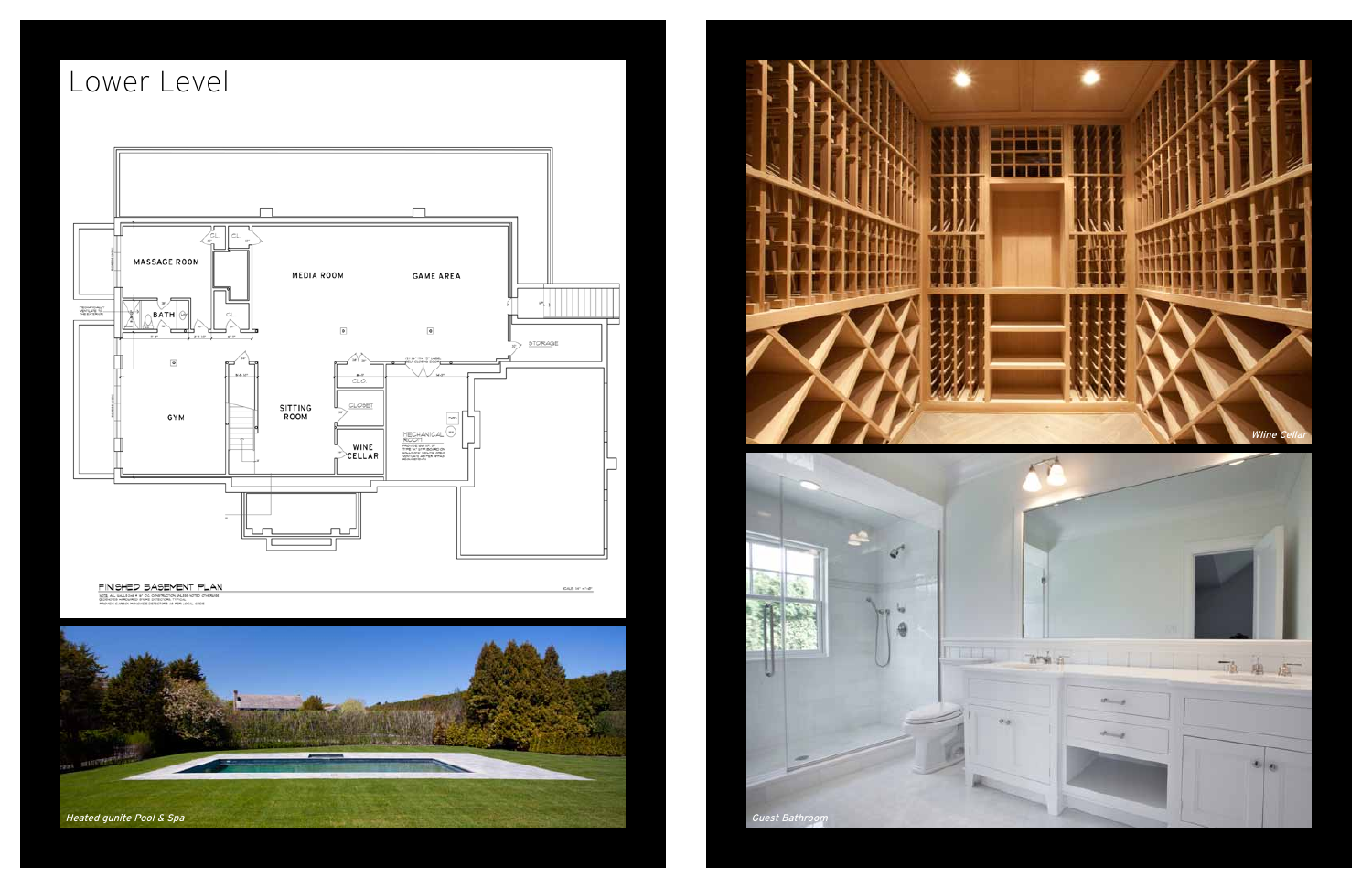# Lower Level

MASSAGE ROOM

MEDIA ROOM

GAME AREA

BATH

STORAGE

GYM

SITTING ROOM

CLOSET

WINE CELLAR

MECHANICAL ROOM

FINISHED BASEMENT PLAN

*Heated gunite Pool & Spa*

*Wine Cellar*

*Guest Bathroom*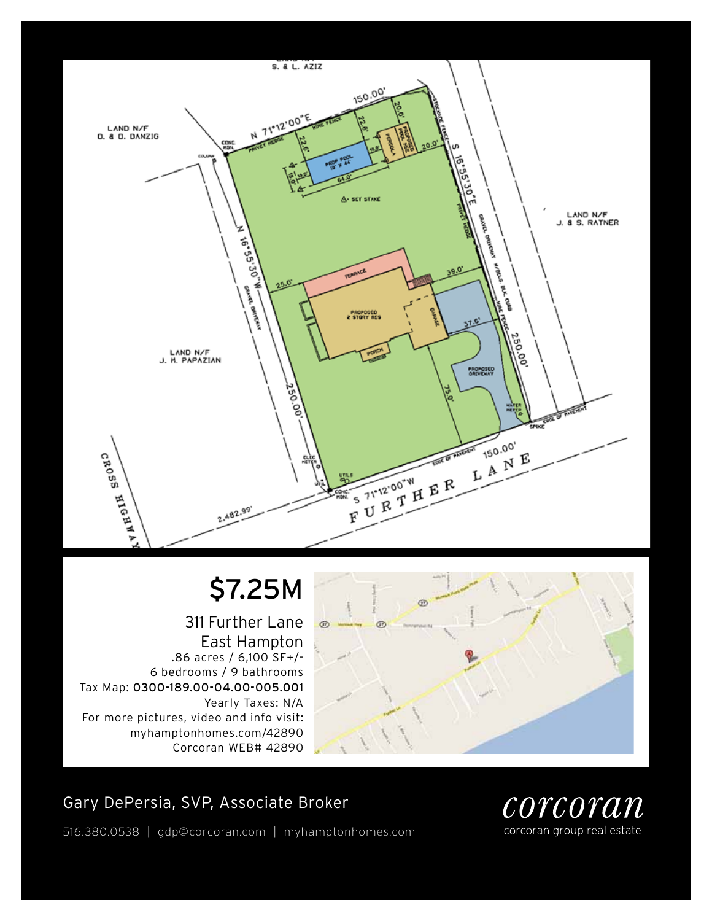# $7.25M

311 Further Lane
East Hampton
.86 acres / 6,100 SF+/-
6 bedrooms / 9 bathrooms
Tax Map: **0300-189.00-04.00-005.001**
Yearly Taxes: N/A
For more pictures, video and info visit:
myhamptonhomes.com/42890
Corcoran WEB# 42890

Gary DePersia, SVP, Associate Broker

516.380.0538 | gdp@corcoran.com | myhamptonhomes.com

corcoran
corcoran group real estate